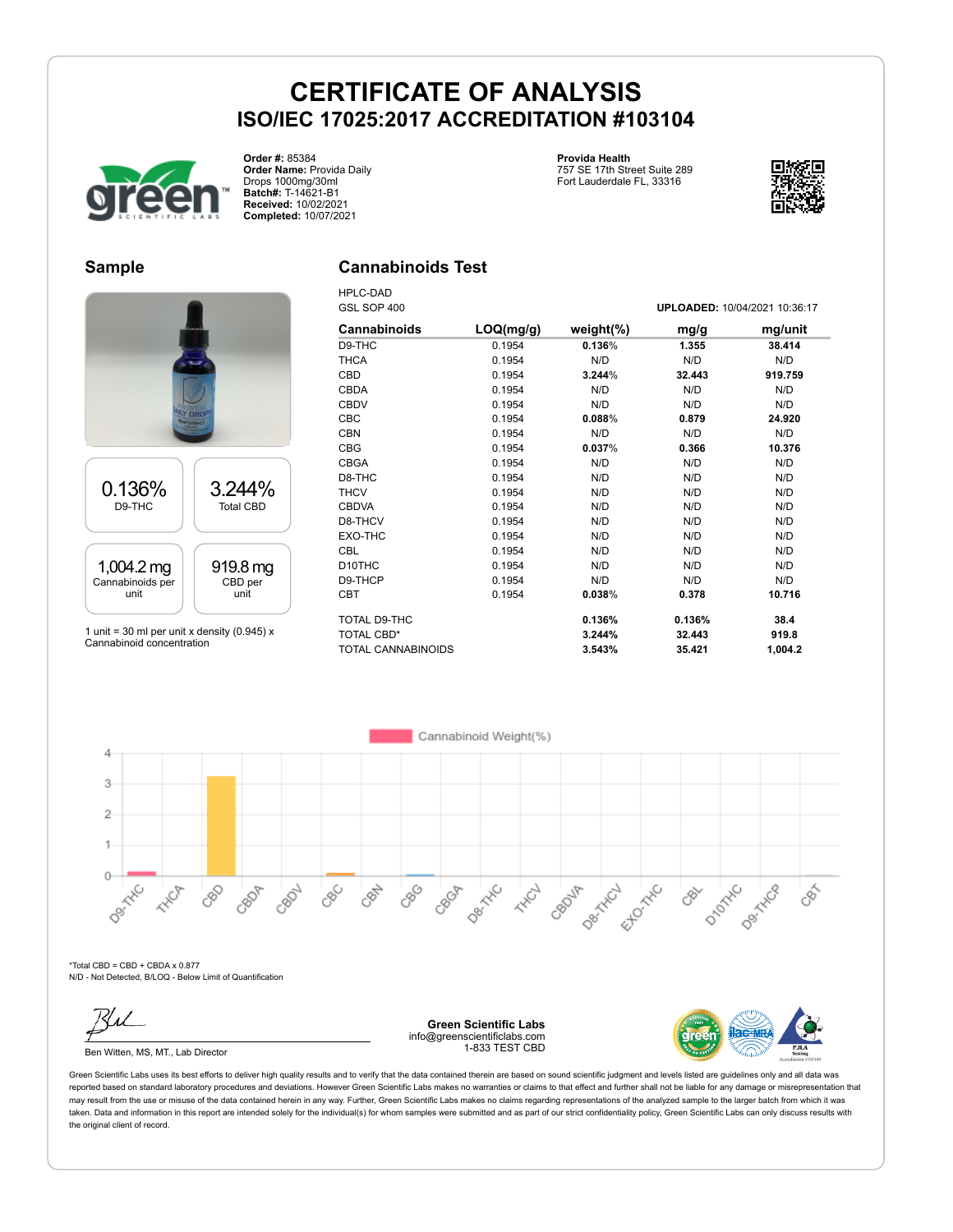# CERTIFICATE OF ANALYSIS

## ISO/IEC 17025:2017 ACCREDITATION #103104

**Order #:** 85384
**Order Name:** Provida Daily Drops 1000mg/30ml
**Batch#:** T-14621-B1
**Received:** 10/02/2021
**Completed:** 10/07/2021

**Provida Health**
757 SE 17th Street Suite 289
Fort Lauderdale FL, 33316

## Sample

| 0.136% | 3.244% |
|---|---|
| D9-THC | Total CBD |
| **1,004.2 mg** | **919.8 mg** |
| Cannabinoids per unit | CBD per unit |

1 unit = 30 ml per unit x density (0.945) x Cannabinoid concentration

## Cannabinoids Test

HPLC-DAD
GSL SOP 400

**UPLOADED:** 10/04/2021 10:36:17

| Cannabinoids | LOQ(mg/g) | weight(%) | mg/g | mg/unit |
|---|---|---|---|---|
| D9-THC | 0.1954 | **0.136%** | **1.355** | **38.414** |
| THCA | 0.1954 | N/D | N/D | N/D |
| CBD | 0.1954 | **3.244%** | **32.443** | **919.759** |
| CBDA | 0.1954 | N/D | N/D | N/D |
| CBDV | 0.1954 | N/D | N/D | N/D |
| CBC | 0.1954 | **0.088%** | **0.879** | **24.920** |
| CBN | 0.1954 | N/D | N/D | N/D |
| CBG | 0.1954 | **0.037%** | **0.366** | **10.376** |
| CBGA | 0.1954 | N/D | N/D | N/D |
| D8-THC | 0.1954 | N/D | N/D | N/D |
| THCV | 0.1954 | N/D | N/D | N/D |
| CBDVA | 0.1954 | N/D | N/D | N/D |
| D8-THCV | 0.1954 | N/D | N/D | N/D |
| EXO-THC | 0.1954 | N/D | N/D | N/D |
| CBL | 0.1954 | N/D | N/D | N/D |
| D10THC | 0.1954 | N/D | N/D | N/D |
| D9-THCP | 0.1954 | N/D | N/D | N/D |
| CBT | 0.1954 | **0.038%** | **0.378** | **10.716** |
| TOTAL D9-THC | | **0.136%** | **0.136%** | **38.4** |
| TOTAL CBD* | | **3.244%** | **32.443** | **919.8** |
| TOTAL CANNABINOIDS | | **3.543%** | **35.421** | **1,004.2** |

*Total CBD = CBD + CBDA x 0.877
N/D - Not Detected, B/LOQ - Below Limit of Quantification

Ben Witten, MS, MT., Lab Director

**Green Scientific Labs**
info@greenscientificlabs.com
1-833 TEST CBD

Green Scientific Labs uses its best efforts to deliver high quality results and to verify that the data contained therein are based on sound scientific judgment and levels listed are guidelines only and all data was reported based on standard laboratory procedures and deviations. However Green Scientific Labs makes no warranties or claims to that effect and further shall not be liable for any damage or misrepresentation that may result from the use or misuse of the data contained herein in any way. Further, Green Scientific Labs makes no claims regarding representations of the analyzed sample to the larger batch from which it was taken. Data and information in this report are intended solely for the individual(s) for whom samples were submitted and as part of our strict confidentiality policy, Green Scientific Labs can only discuss results with the original client of record.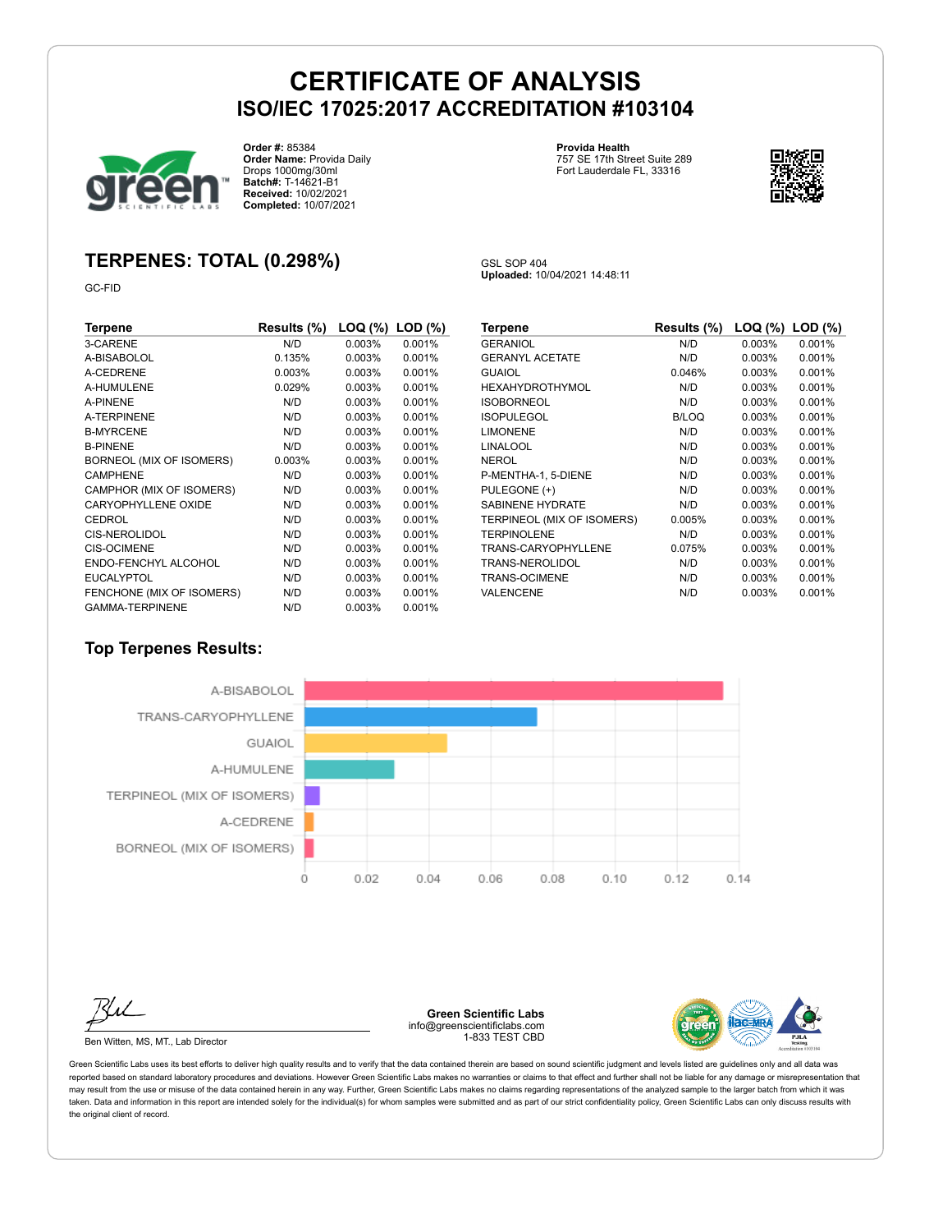# CERTIFICATE OF ANALYSIS

## ISO/IEC 17025:2017 ACCREDITATION #103104

**Order #:** 85384
**Order Name:** Provida Daily Drops 1000mg/30ml
**Batch#:** T-14621-B1
**Received:** 10/02/2021
**Completed:** 10/07/2021

**Provida Health**
757 SE 17th Street Suite 289
Fort Lauderdale FL, 33316

## TERPENES: TOTAL (0.298%)

GC-FID

GSL SOP 404
**Uploaded:** 10/04/2021 14:48:11

| Terpene | Results (%) | LOQ (%) | LOD (%) |
|---|---|---|---|
| 3-CARENE | N/D | 0.003% | 0.001% |
| A-BISABOLOL | 0.135% | 0.003% | 0.001% |
| A-CEDRENE | 0.003% | 0.003% | 0.001% |
| A-HUMULENE | 0.029% | 0.003% | 0.001% |
| A-PINENE | N/D | 0.003% | 0.001% |
| A-TERPINENE | N/D | 0.003% | 0.001% |
| B-MYRCENE | N/D | 0.003% | 0.001% |
| B-PINENE | N/D | 0.003% | 0.001% |
| BORNEOL (MIX OF ISOMERS) | 0.003% | 0.003% | 0.001% |
| CAMPHENE | N/D | 0.003% | 0.001% |
| CAMPHOR (MIX OF ISOMERS) | N/D | 0.003% | 0.001% |
| CARYOPHYLLENE OXIDE | N/D | 0.003% | 0.001% |
| CEDROL | N/D | 0.003% | 0.001% |
| CIS-NEROLIDOL | N/D | 0.003% | 0.001% |
| CIS-OCIMENE | N/D | 0.003% | 0.001% |
| ENDO-FENCHYL ALCOHOL | N/D | 0.003% | 0.001% |
| EUCALYPTOL | N/D | 0.003% | 0.001% |
| FENCHONE (MIX OF ISOMERS) | N/D | 0.003% | 0.001% |
| GAMMA-TERPINENE | N/D | 0.003% | 0.001% |
| GERANIOL | N/D | 0.003% | 0.001% |
| GERANYL ACETATE | N/D | 0.003% | 0.001% |
| GUAIOL | 0.046% | 0.003% | 0.001% |
| HEXAHYDROTHYMOL | N/D | 0.003% | 0.001% |
| ISOBORNEOL | N/D | 0.003% | 0.001% |
| ISOPULEGOL | B/LOQ | 0.003% | 0.001% |
| LIMONENE | N/D | 0.003% | 0.001% |
| LINALOOL | N/D | 0.003% | 0.001% |
| NEROL | N/D | 0.003% | 0.001% |
| P-MENTHA-1, 5-DIENE | N/D | 0.003% | 0.001% |
| PULEGONE (+) | N/D | 0.003% | 0.001% |
| SABINENE HYDRATE | N/D | 0.003% | 0.001% |
| TERPINEOL (MIX OF ISOMERS) | 0.005% | 0.003% | 0.001% |
| TERPINOLENE | N/D | 0.003% | 0.001% |
| TRANS-CARYOPHYLLENE | 0.075% | 0.003% | 0.001% |
| TRANS-NEROLIDOL | N/D | 0.003% | 0.001% |
| TRANS-OCIMENE | N/D | 0.003% | 0.001% |
| VALENCENE | N/D | 0.003% | 0.001% |

### Top Terpenes Results:

| Terpene | Result (%) |
|---|---|
| A-BISABOLOL | 0.135 |
| TRANS-CARYOPHYLLENE | 0.075 |
| GUAIOL | 0.046 |
| A-HUMULENE | 0.029 |
| TERPINEOL (MIX OF ISOMERS) | 0.005 |
| A-CEDRENE | 0.003 |
| BORNEOL (MIX OF ISOMERS) | 0.003 |

Ben Witten, MS, MT., Lab Director

**Green Scientific Labs**
info@greenscientificlabs.com
1-833 TEST CBD

Green Scientific Labs uses its best efforts to deliver high quality results and to verify that the data contained therein are based on sound scientific judgment and levels listed are guidelines only and all data was reported based on standard laboratory procedures and deviations. However Green Scientific Labs makes no warranties or claims to that effect and further shall not be liable for any damage or misrepresentation that may result from the use or misuse of the data contained herein in any way. Further, Green Scientific Labs makes no claims regarding representations of the analyzed sample to the larger batch from which it was taken. Data and information in this report are intended solely for the individual(s) for whom samples were submitted and as part of our strict confidentiality policy, Green Scientific Labs can only discuss results with the original client of record.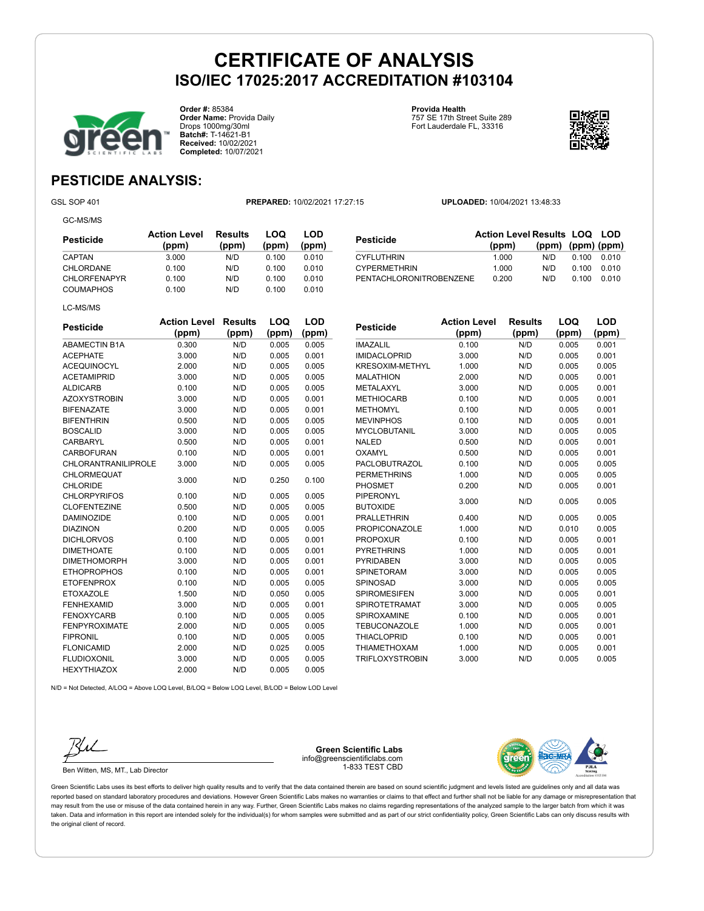# CERTIFICATE OF ANALYSIS

## ISO/IEC 17025:2017 ACCREDITATION #103104

**Order #:** 85384
**Order Name:** Provida Daily Drops 1000mg/30ml
**Batch#:** T-14621-B1
**Received:** 10/02/2021
**Completed:** 10/07/2021

**Provida Health**
757 SE 17th Street Suite 289
Fort Lauderdale FL, 33316

## PESTICIDE ANALYSIS:

GSL SOP 401 **PREPARED:** 10/02/2021 17:27:15 **UPLOADED:** 10/04/2021 13:48:33

GC-MS/MS

| Pesticide | Action Level (ppm) | Results (ppm) | LOQ (ppm) | LOD (ppm) |
|---|---|---|---|---|
| CAPTAN | 3.000 | N/D | 0.100 | 0.010 |
| CHLORDANE | 0.100 | N/D | 0.100 | 0.010 |
| CHLORFENAPYR | 0.100 | N/D | 0.100 | 0.010 |
| COUMAPHOS | 0.100 | N/D | 0.100 | 0.010 |
| CYFLUTHRIN | 1.000 | N/D | 0.100 | 0.010 |
| CYPERMETHRIN | 1.000 | N/D | 0.100 | 0.010 |
| PENTACHLORONITROBENZENE | 0.200 | N/D | 0.100 | 0.010 |

LC-MS/MS

| Pesticide | Action Level (ppm) | Results (ppm) | LOQ (ppm) | LOD (ppm) |
|---|---|---|---|---|
| ABAMECTIN B1A | 0.300 | N/D | 0.005 | 0.005 |
| ACEPHATE | 3.000 | N/D | 0.005 | 0.001 |
| ACEQUINOCYL | 2.000 | N/D | 0.005 | 0.005 |
| ACETAMIPRID | 3.000 | N/D | 0.005 | 0.005 |
| ALDICARB | 0.100 | N/D | 0.005 | 0.005 |
| AZOXYSTROBIN | 3.000 | N/D | 0.005 | 0.001 |
| BIFENAZATE | 3.000 | N/D | 0.005 | 0.001 |
| BIFENTHRIN | 0.500 | N/D | 0.005 | 0.005 |
| BOSCALID | 3.000 | N/D | 0.005 | 0.005 |
| CARBARYL | 0.500 | N/D | 0.005 | 0.001 |
| CARBOFURAN | 0.100 | N/D | 0.005 | 0.001 |
| CHLORANTRANILIPROLE | 3.000 | N/D | 0.005 | 0.005 |
| CHLORMEQUAT CHLORIDE | 3.000 | N/D | 0.250 | 0.100 |
| CHLORPYRIFOS | 0.100 | N/D | 0.005 | 0.005 |
| CLOFENTEZINE | 0.500 | N/D | 0.005 | 0.005 |
| DAMINOZIDE | 0.100 | N/D | 0.005 | 0.001 |
| DIAZINON | 0.200 | N/D | 0.005 | 0.005 |
| DICHLORVOS | 0.100 | N/D | 0.005 | 0.001 |
| DIMETHOATE | 0.100 | N/D | 0.005 | 0.001 |
| DIMETHOMORPH | 3.000 | N/D | 0.005 | 0.001 |
| ETHOPROPHOS | 0.100 | N/D | 0.005 | 0.001 |
| ETOFENPROX | 0.100 | N/D | 0.005 | 0.005 |
| ETOXAZOLE | 1.500 | N/D | 0.050 | 0.005 |
| FENHEXAMID | 3.000 | N/D | 0.005 | 0.001 |
| FENOXYCARB | 0.100 | N/D | 0.005 | 0.005 |
| FENPYROXIMATE | 2.000 | N/D | 0.005 | 0.005 |
| FIPRONIL | 0.100 | N/D | 0.005 | 0.005 |
| FLONICAMID | 2.000 | N/D | 0.025 | 0.005 |
| FLUDIOXONIL | 3.000 | N/D | 0.005 | 0.005 |
| HEXYTHIAZOX | 2.000 | N/D | 0.005 | 0.005 |
| IMAZALIL | 0.100 | N/D | 0.005 | 0.001 |
| IMIDACLOPRID | 3.000 | N/D | 0.005 | 0.001 |
| KRESOXIM-METHYL | 1.000 | N/D | 0.005 | 0.005 |
| MALATHION | 2.000 | N/D | 0.005 | 0.001 |
| METALAXYL | 3.000 | N/D | 0.005 | 0.001 |
| METHIOCARB | 0.100 | N/D | 0.005 | 0.001 |
| METHOMYL | 0.100 | N/D | 0.005 | 0.001 |
| MEVINPHOS | 0.100 | N/D | 0.005 | 0.001 |
| MYCLOBUTANIL | 3.000 | N/D | 0.005 | 0.005 |
| NALED | 0.500 | N/D | 0.005 | 0.001 |
| OXAMYL | 0.500 | N/D | 0.005 | 0.001 |
| PACLOBUTRAZOL | 0.100 | N/D | 0.005 | 0.005 |
| PERMETHRINS | 1.000 | N/D | 0.005 | 0.005 |
| PHOSMET | 0.200 | N/D | 0.005 | 0.001 |
| PIPERONYL BUTOXIDE | 3.000 | N/D | 0.005 | 0.005 |
| PRALLETHRIN | 0.400 | N/D | 0.005 | 0.005 |
| PROPICONAZOLE | 1.000 | N/D | 0.010 | 0.005 |
| PROPOXUR | 0.100 | N/D | 0.005 | 0.001 |
| PYRETHRINS | 1.000 | N/D | 0.005 | 0.001 |
| PYRIDABEN | 3.000 | N/D | 0.005 | 0.005 |
| SPINETORAM | 3.000 | N/D | 0.005 | 0.005 |
| SPINOSAD | 3.000 | N/D | 0.005 | 0.005 |
| SPIROMESIFEN | 3.000 | N/D | 0.005 | 0.001 |
| SPIROTETRAMAT | 3.000 | N/D | 0.005 | 0.005 |
| SPIROXAMINE | 0.100 | N/D | 0.005 | 0.001 |
| TEBUCONAZOLE | 1.000 | N/D | 0.005 | 0.001 |
| THIACLOPRID | 0.100 | N/D | 0.005 | 0.001 |
| THIAMETHOXAM | 1.000 | N/D | 0.005 | 0.001 |
| TRIFLOXYSTROBIN | 3.000 | N/D | 0.005 | 0.005 |

N/D = Not Detected, A/LOQ = Above LOQ Level, B/LOQ = Below LOQ Level, B/LOD = Below LOD Level

Ben Witten, MS, MT., Lab Director

**Green Scientific Labs**
info@greenscientificlabs.com
1-833 TEST CBD

Green Scientific Labs uses its best efforts to deliver high quality results and to verify that the data contained therein are based on sound scientific judgment and levels listed are guidelines only and all data was reported based on standard laboratory procedures and deviations. However Green Scientific Labs makes no warranties or claims to that effect and further shall not be liable for any damage or misrepresentation that may result from the use or misuse of the data contained herein in any way. Further, Green Scientific Labs makes no claims regarding representations of the analyzed sample to the larger batch from which it was taken. Data and information in this report are intended solely for the individual(s) for whom samples were submitted and as part of our strict confidentiality policy, Green Scientific Labs can only discuss results with the original client of record.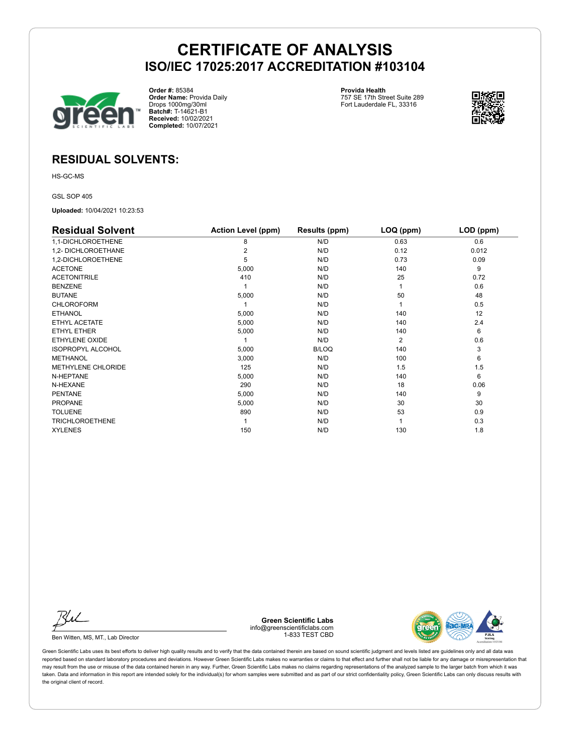# CERTIFICATE OF ANALYSIS
## ISO/IEC 17025:2017 ACCREDITATION #103104

**Order #:** 85384
**Order Name:** Provida Daily Drops 1000mg/30ml
**Batch#:** T-14621-B1
**Received:** 10/02/2021
**Completed:** 10/07/2021

**Provida Health**
757 SE 17th Street Suite 289
Fort Lauderdale FL, 33316

## RESIDUAL SOLVENTS:

HS-GC-MS

GSL SOP 405

**Uploaded:** 10/04/2021 10:23:53

| Residual Solvent | Action Level (ppm) | Results (ppm) | LOQ (ppm) | LOD (ppm) |
|---|---|---|---|---|
| 1,1-DICHLOROETHENE | 8 | N/D | 0.63 | 0.6 |
| 1,2- DICHLOROETHANE | 2 | N/D | 0.12 | 0.012 |
| 1,2-DICHLOROETHENE | 5 | N/D | 0.73 | 0.09 |
| ACETONE | 5,000 | N/D | 140 | 9 |
| ACETONITRILE | 410 | N/D | 25 | 0.72 |
| BENZENE | 1 | N/D | 1 | 0.6 |
| BUTANE | 5,000 | N/D | 50 | 48 |
| CHLOROFORM | 1 | N/D | 1 | 0.5 |
| ETHANOL | 5,000 | N/D | 140 | 12 |
| ETHYL ACETATE | 5,000 | N/D | 140 | 2.4 |
| ETHYL ETHER | 5,000 | N/D | 140 | 6 |
| ETHYLENE OXIDE | 1 | N/D | 2 | 0.6 |
| ISOPROPYL ALCOHOL | 5,000 | B/LOQ | 140 | 3 |
| METHANOL | 3,000 | N/D | 100 | 6 |
| METHYLENE CHLORIDE | 125 | N/D | 1.5 | 1.5 |
| N-HEPTANE | 5,000 | N/D | 140 | 6 |
| N-HEXANE | 290 | N/D | 18 | 0.06 |
| PENTANE | 5,000 | N/D | 140 | 9 |
| PROPANE | 5,000 | N/D | 30 | 30 |
| TOLUENE | 890 | N/D | 53 | 0.9 |
| TRICHLOROETHENE | 1 | N/D | 1 | 0.3 |
| XYLENES | 150 | N/D | 130 | 1.8 |

Ben Witten, MS, MT., Lab Director

**Green Scientific Labs**
info@greenscientificlabs.com
1-833 TEST CBD

Green Scientific Labs uses its best efforts to deliver high quality results and to verify that the data contained therein are based on sound scientific judgment and levels listed are guidelines only and all data was reported based on standard laboratory procedures and deviations. However Green Scientific Labs makes no warranties or claims to that effect and further shall not be liable for any damage or misrepresentation that may result from the use or misuse of the data contained herein in any way. Further, Green Scientific Labs makes no claims regarding representations of the analyzed sample to the larger batch from which it was taken. Data and information in this report are intended solely for the individual(s) for whom samples were submitted and as part of our strict confidentiality policy, Green Scientific Labs can only discuss results with the original client of record.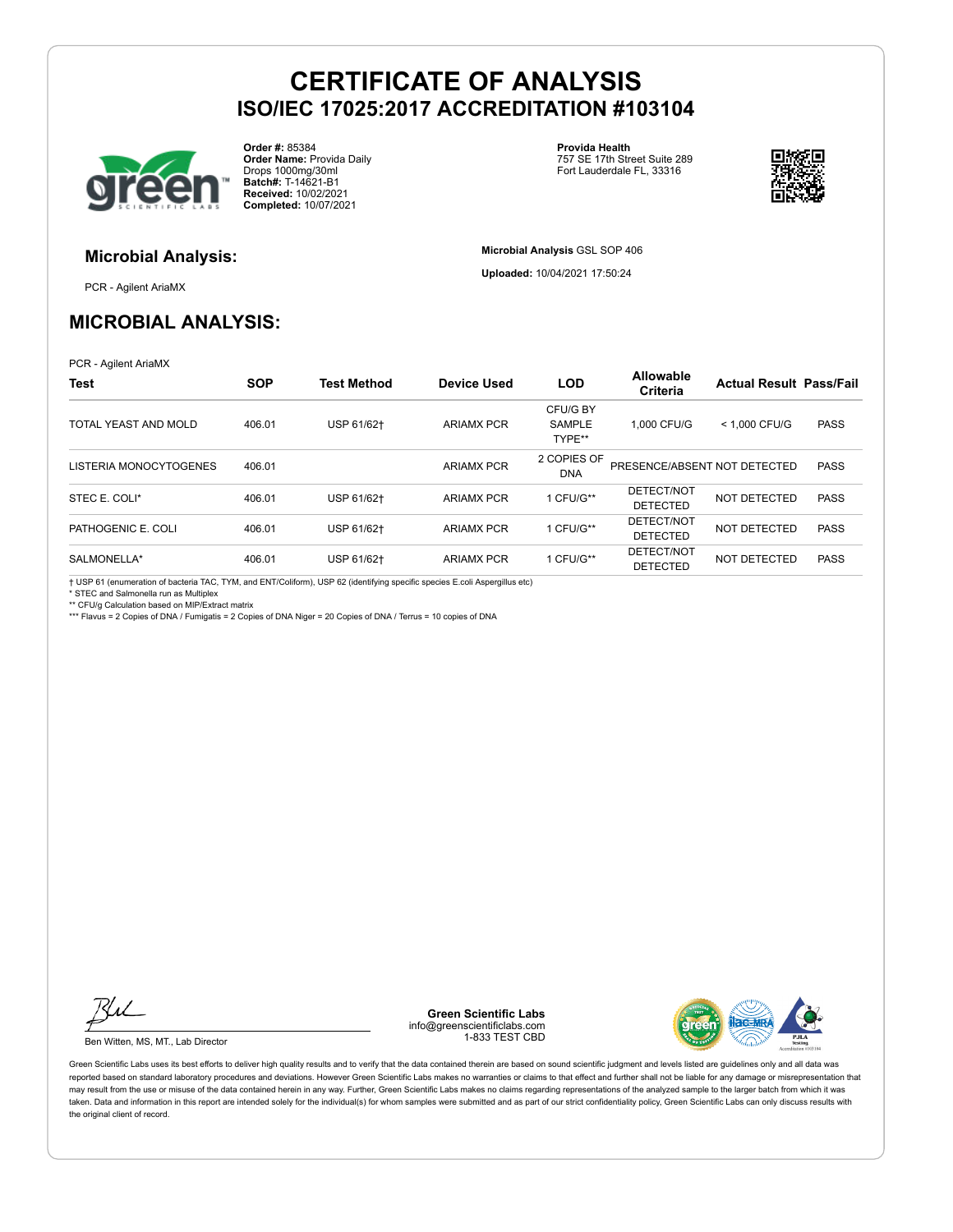# CERTIFICATE OF ANALYSIS
## ISO/IEC 17025:2017 ACCREDITATION #103104

**Order #:** 85384
**Order Name:** Provida Daily Drops 1000mg/30ml
**Batch#:** T-14621-B1
**Received:** 10/02/2021
**Completed:** 10/07/2021

**Provida Health**
757 SE 17th Street Suite 289
Fort Lauderdale FL, 33316

### Microbial Analysis:

PCR - Agilent AriaMX

**Microbial Analysis** GSL SOP 406

**Uploaded:** 10/04/2021 17:50:24

## MICROBIAL ANALYSIS:

PCR - Agilent AriaMX

| Test | SOP | Test Method | Device Used | LOD | Allowable Criteria | Actual Result | Pass/Fail |
|---|---|---|---|---|---|---|---|
| TOTAL YEAST AND MOLD | 406.01 | USP 61/62† | ARIAMX PCR | CFU/G BY SAMPLE TYPE** | 1,000 CFU/G | < 1,000 CFU/G | PASS |
| LISTERIA MONOCYTOGENES | 406.01 | | ARIAMX PCR | 2 COPIES OF DNA | PRESENCE/ABSENT | NOT DETECTED | PASS |
| STEC E. COLI* | 406.01 | USP 61/62† | ARIAMX PCR | 1 CFU/G** | DETECT/NOT DETECTED | NOT DETECTED | PASS |
| PATHOGENIC E. COLI | 406.01 | USP 61/62† | ARIAMX PCR | 1 CFU/G** | DETECT/NOT DETECTED | NOT DETECTED | PASS |
| SALMONELLA* | 406.01 | USP 61/62† | ARIAMX PCR | 1 CFU/G** | DETECT/NOT DETECTED | NOT DETECTED | PASS |

† USP 61 (enumeration of bacteria TAC, TYM, and ENT/Coliform), USP 62 (identifying specific species E.coli Aspergillus etc)
* STEC and Salmonella run as Multiplex
** CFU/g Calculation based on MIP/Extract matrix
*** Flavus = 2 Copies of DNA / Fumigatis = 2 Copies of DNA Niger = 20 Copies of DNA / Terrus = 10 copies of DNA

Ben Witten, MS, MT., Lab Director

**Green Scientific Labs**
info@greenscientificlabs.com
1-833 TEST CBD

Green Scientific Labs uses its best efforts to deliver high quality results and to verify that the data contained therein are based on sound scientific judgment and levels listed are guidelines only and all data was reported based on standard laboratory procedures and deviations. However Green Scientific Labs makes no warranties or claims to that effect and further shall not be liable for any damage or misrepresentation that may result from the use or misuse of the data contained herein in any way. Further, Green Scientific Labs makes no claims regarding representations of the analyzed sample to the larger batch from which it was taken. Data and information in this report are intended solely for the individual(s) for whom samples were submitted and as part of our strict confidentiality policy, Green Scientific Labs can only discuss results with the original client of record.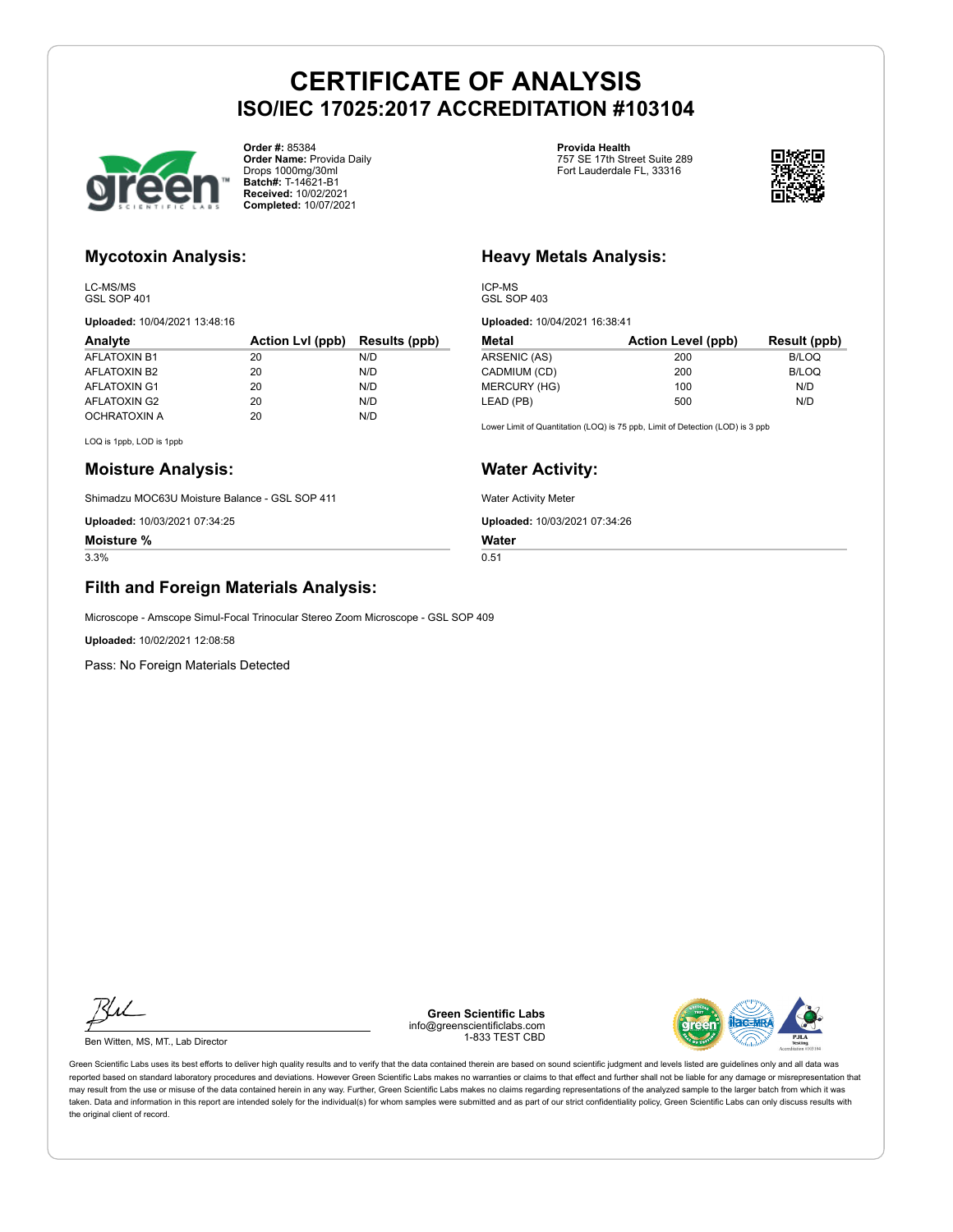# CERTIFICATE OF ANALYSIS

## ISO/IEC 17025:2017 ACCREDITATION #103104

**Order #:** 85384
**Order Name:** Provida Daily Drops 1000mg/30ml
**Batch#:** T-14621-B1
**Received:** 10/02/2021
**Completed:** 10/07/2021

**Provida Health**
757 SE 17th Street Suite 289
Fort Lauderdale FL, 33316

## Mycotoxin Analysis:

LC-MS/MS
GSL SOP 401

**Uploaded:** 10/04/2021 13:48:16

| Analyte | Action Lvl (ppb) | Results (ppb) |
|---|---|---|
| AFLATOXIN B1 | 20 | N/D |
| AFLATOXIN B2 | 20 | N/D |
| AFLATOXIN G1 | 20 | N/D |
| AFLATOXIN G2 | 20 | N/D |
| OCHRATOXIN A | 20 | N/D |

LOQ is 1ppb, LOD is 1ppb

## Heavy Metals Analysis:

ICP-MS
GSL SOP 403

**Uploaded:** 10/04/2021 16:38:41

| Metal | Action Level (ppb) | Result (ppb) |
|---|---|---|
| ARSENIC (AS) | 200 | B/LOQ |
| CADMIUM (CD) | 200 | B/LOQ |
| MERCURY (HG) | 100 | N/D |
| LEAD (PB) | 500 | N/D |

Lower Limit of Quantitation (LOQ) is 75 ppb, Limit of Detection (LOD) is 3 ppb

## Moisture Analysis:

Shimadzu MOC63U Moisture Balance - GSL SOP 411

**Uploaded:** 10/03/2021 07:34:25

| Moisture % |
|---|
| 3.3% |

## Water Activity:

Water Activity Meter

**Uploaded:** 10/03/2021 07:34:26

| Water |
|---|
| 0.51 |

## Filth and Foreign Materials Analysis:

Microscope - Amscope Simul-Focal Trinocular Stereo Zoom Microscope - GSL SOP 409

**Uploaded:** 10/02/2021 12:08:58

Pass: No Foreign Materials Detected

Ben Witten, MS, MT., Lab Director

**Green Scientific Labs**
info@greenscientificlabs.com
1-833 TEST CBD

Green Scientific Labs uses its best efforts to deliver high quality results and to verify that the data contained therein are based on sound scientific judgment and levels listed are guidelines only and all data was reported based on standard laboratory procedures and deviations. However Green Scientific Labs makes no warranties or claims to that effect and further shall not be liable for any damage or misrepresentation that may result from the use or misuse of the data contained herein in any way. Further, Green Scientific Labs makes no claims regarding representations of the analyzed sample to the larger batch from which it was taken. Data and information in this report are intended solely for the individual(s) for whom samples were submitted and as part of our strict confidentiality policy, Green Scientific Labs can only discuss results with the original client of record.